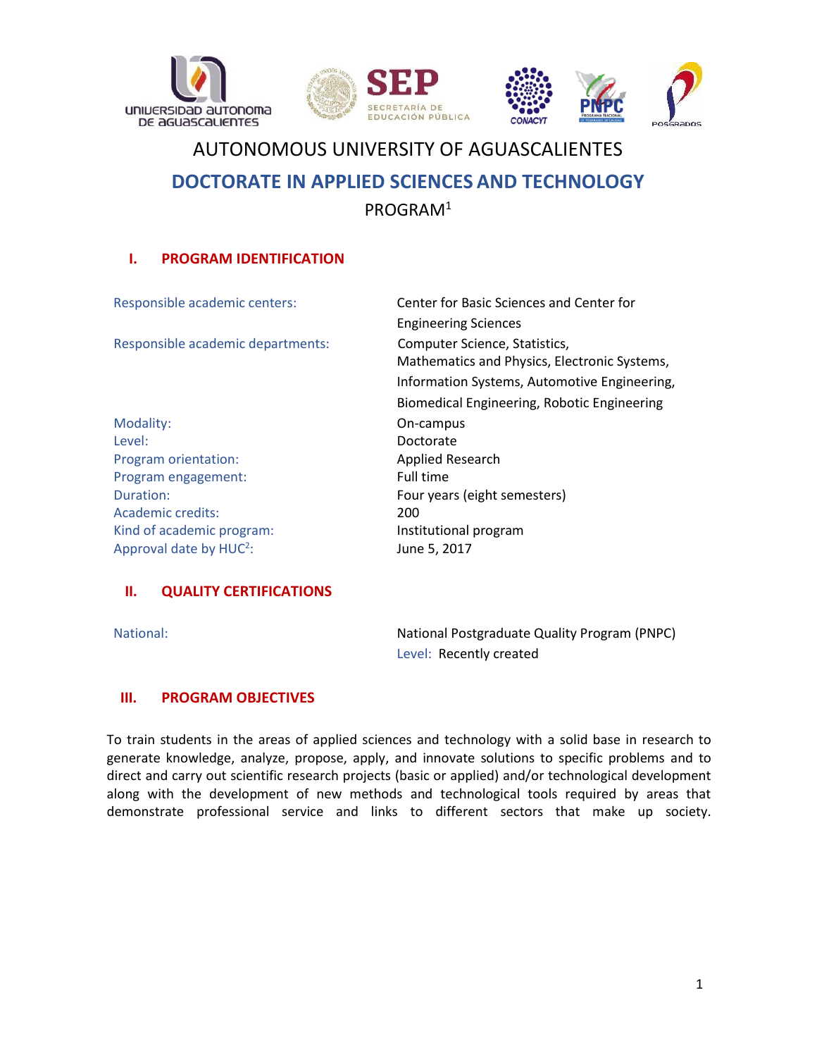# AUTONOMOUS UNIVERSITY OF AGUASCALIENTES

## DOCTORATE IN APPLIED SCIENCES AND TECHNOLOGY

PROGRAM[1]

## I. PROGRAM IDENTIFICATION

| | |
|---|---|
| Responsible academic centers: | Center for Basic Sciences and Center for Engineering Sciences |
| Responsible academic departments: | Computer Science, Statistics, Mathematics and Physics, Electronic Systems, Information Systems, Automotive Engineering, Biomedical Engineering, Robotic Engineering |
| Modality: | On-campus |
| Level: | Doctorate |
| Program orientation: | Applied Research |
| Program engagement: | Full time |
| Duration: | Four years (eight semesters) |
| Academic credits: | 200 |
| Kind of academic program: | Institutional program |
| Approval date by HUC[2]: | June 5, 2017 |

## II. QUALITY CERTIFICATIONS

| | |
|---|---|
| National: | National Postgraduate Quality Program (PNPC) |
| | Level: Recently created |

## III. PROGRAM OBJECTIVES

To train students in the areas of applied sciences and technology with a solid base in research to generate knowledge, analyze, propose, apply, and innovate solutions to specific problems and to direct and carry out scientific research projects (basic or applied) and/or technological development along with the development of new methods and technological tools required by areas that demonstrate professional service and links to different sectors that make up society.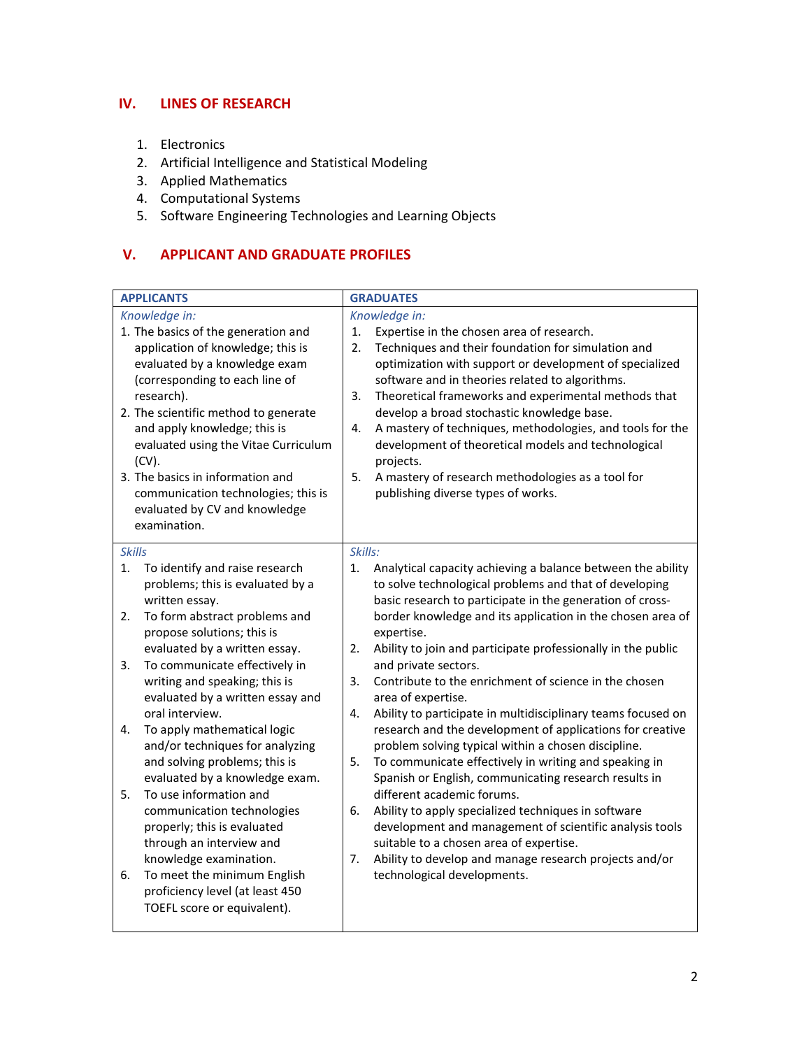## IV. LINES OF RESEARCH

1. Electronics
2. Artificial Intelligence and Statistical Modeling
3. Applied Mathematics
4. Computational Systems
5. Software Engineering Technologies and Learning Objects

## V. APPLICANT AND GRADUATE PROFILES

| APPLICANTS | GRADUATES |
|---|---|
| *Knowledge in:*<br>1. The basics of the generation and application of knowledge; this is evaluated by a knowledge exam (corresponding to each line of research).<br>2. The scientific method to generate and apply knowledge; this is evaluated using the Vitae Curriculum (CV).<br>3. The basics in information and communication technologies; this is evaluated by CV and knowledge examination. | *Knowledge in:*<br>1. Expertise in the chosen area of research.<br>2. Techniques and their foundation for simulation and optimization with support or development of specialized software and in theories related to algorithms.<br>3. Theoretical frameworks and experimental methods that develop a broad stochastic knowledge base.<br>4. A mastery of techniques, methodologies, and tools for the development of theoretical models and technological projects.<br>5. A mastery of research methodologies as a tool for publishing diverse types of works. |
| *Skills*<br>1. To identify and raise research problems; this is evaluated by a written essay.<br>2. To form abstract problems and propose solutions; this is evaluated by a written essay.<br>3. To communicate effectively in writing and speaking; this is evaluated by a written essay and oral interview.<br>4. To apply mathematical logic and/or techniques for analyzing and solving problems; this is evaluated by a knowledge exam.<br>5. To use information and communication technologies properly; this is evaluated through an interview and knowledge examination.<br>6. To meet the minimum English proficiency level (at least 450 TOEFL score or equivalent). | *Skills:*<br>1. Analytical capacity achieving a balance between the ability to solve technological problems and that of developing basic research to participate in the generation of cross-border knowledge and its application in the chosen area of expertise.<br>2. Ability to join and participate professionally in the public and private sectors.<br>3. Contribute to the enrichment of science in the chosen area of expertise.<br>4. Ability to participate in multidisciplinary teams focused on research and the development of applications for creative problem solving typical within a chosen discipline.<br>5. To communicate effectively in writing and speaking in Spanish or English, communicating research results in different academic forums.<br>6. Ability to apply specialized techniques in software development and management of scientific analysis tools suitable to a chosen area of expertise.<br>7. Ability to develop and manage research projects and/or technological developments. |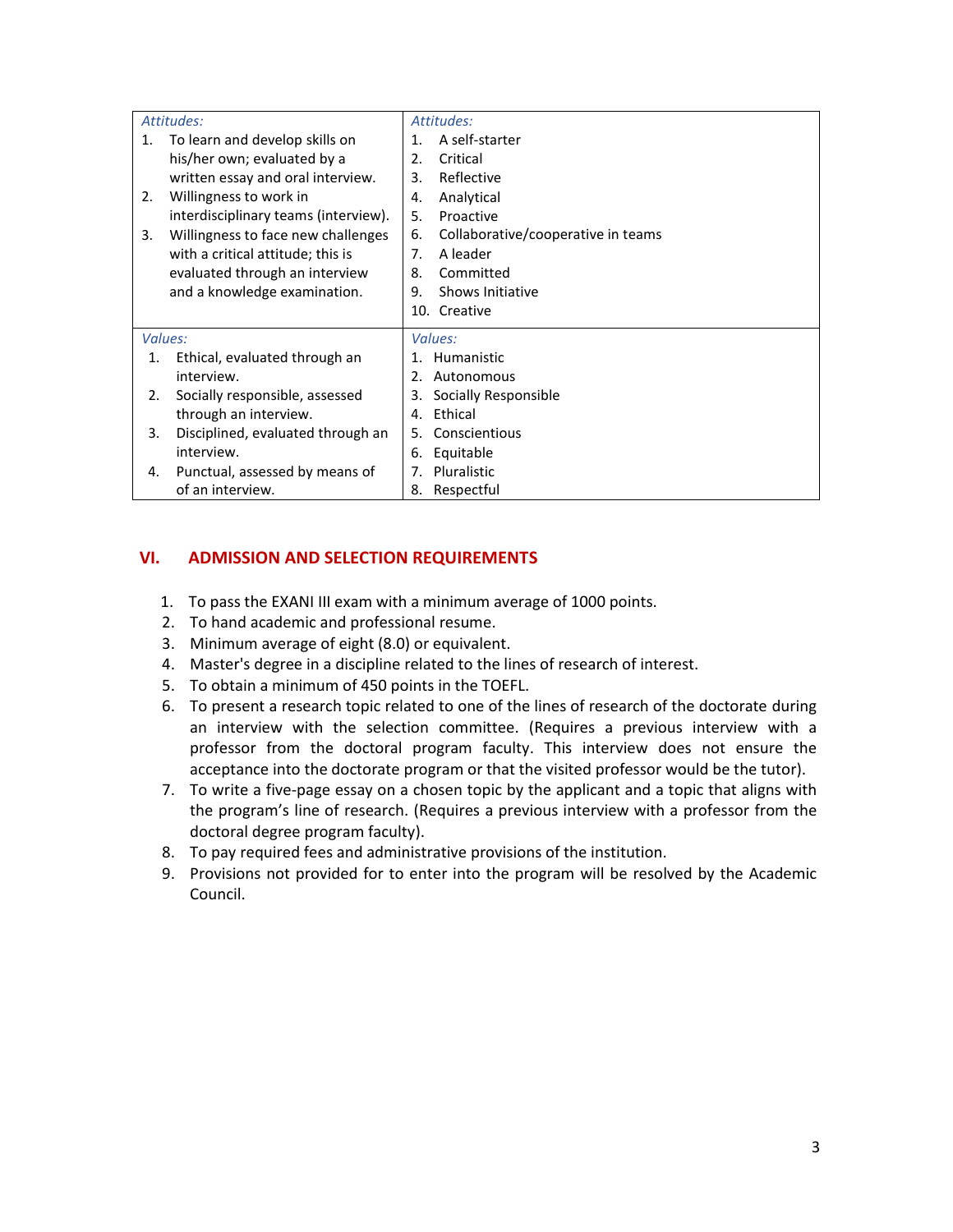| *Attitudes:*<br>1. To learn and develop skills on his/her own; evaluated by a written essay and oral interview.<br>2. Willingness to work in interdisciplinary teams (interview).<br>3. Willingness to face new challenges with a critical attitude; this is evaluated through an interview and a knowledge examination. | *Attitudes:*<br>1. A self-starter<br>2. Critical<br>3. Reflective<br>4. Analytical<br>5. Proactive<br>6. Collaborative/cooperative in teams<br>7. A leader<br>8. Committed<br>9. Shows Initiative<br>10. Creative |
|---|---|
| *Values:*<br>1. Ethical, evaluated through an interview.<br>2. Socially responsible, assessed through an interview.<br>3. Disciplined, evaluated through an interview.<br>4. Punctual, assessed by means of of an interview. | *Values:*<br>1. Humanistic<br>2. Autonomous<br>3. Socially Responsible<br>4. Ethical<br>5. Conscientious<br>6. Equitable<br>7. Pluralistic<br>8. Respectful |

## VI. ADMISSION AND SELECTION REQUIREMENTS

1. To pass the EXANI III exam with a minimum average of 1000 points.
2. To hand academic and professional resume.
3. Minimum average of eight (8.0) or equivalent.
4. Master's degree in a discipline related to the lines of research of interest.
5. To obtain a minimum of 450 points in the TOEFL.
6. To present a research topic related to one of the lines of research of the doctorate during an interview with the selection committee. (Requires a previous interview with a professor from the doctoral program faculty. This interview does not ensure the acceptance into the doctorate program or that the visited professor would be the tutor).
7. To write a five-page essay on a chosen topic by the applicant and a topic that aligns with the program's line of research. (Requires a previous interview with a professor from the doctoral degree program faculty).
8. To pay required fees and administrative provisions of the institution.
9. Provisions not provided for to enter into the program will be resolved by the Academic Council.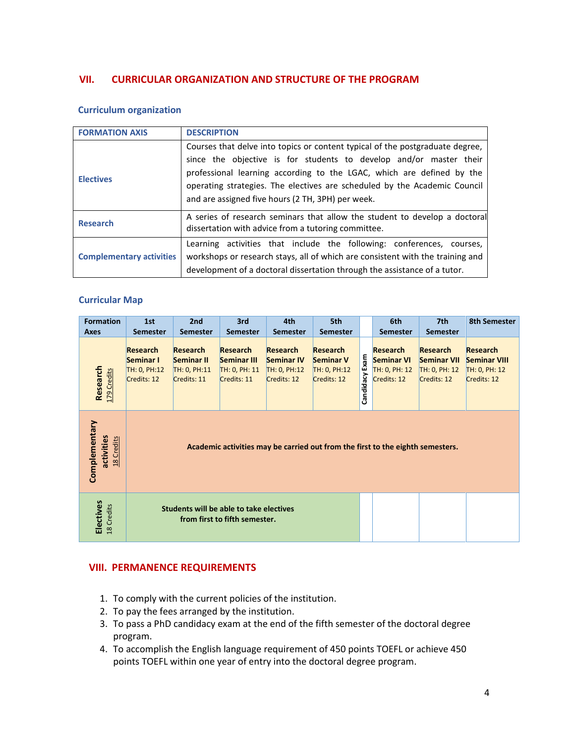## VII. CURRICULAR ORGANIZATION AND STRUCTURE OF THE PROGRAM

### Curriculum organization

| FORMATION AXIS | DESCRIPTION |
|---|---|
| **Electives** | Courses that delve into topics or content typical of the postgraduate degree, since the objective is for students to develop and/or master their professional learning according to the LGAC, which are defined by the operating strategies. The electives are scheduled by the Academic Council and are assigned five hours (2 TH, 3PH) per week. |
| **Research** | A series of research seminars that allow the student to develop a doctoral dissertation with advice from a tutoring committee. |
| **Complementary activities** | Learning activities that include the following: conferences, courses, workshops or research stays, all of which are consistent with the training and development of a doctoral dissertation through the assistance of a tutor. |

### Curricular Map

| Formation Axes | 1st Semester | 2nd Semester | 3rd Semester | 4th Semester | 5th Semester | | 6th Semester | 7th Semester | 8th Semester |
|---|---|---|---|---|---|---|---|---|---|
| **Research** 179 Credits | **Research Seminar I** TH: 0, PH:12 Credits: 12 | **Research Seminar II** TH: 0, PH:11 Credits: 11 | **Research Seminar III** TH: 0, PH: 11 Credits: 11 | **Research Seminar IV** TH: 0, PH:12 Credits: 12 | **Research Seminar V** TH: 0, PH:12 Credits: 12 | **Candidacy Exam** | **Research Seminar VI** TH: 0, PH: 12 Credits: 12 | **Research Seminar VII** TH: 0, PH: 12 Credits: 12 | **Research Seminar VIII** TH: 0, PH: 12 Credits: 12 |
| **Complementary activities** 18 Credits | **Academic activities may be carried out from the first to the eighth semesters.** | | | | | | | | |
| **Electives** 18 Credits | **Students will be able to take electives from first to fifth semester.** | | | | | | | | |

## VIII. PERMANENCE REQUIREMENTS

1. To comply with the current policies of the institution.
2. To pay the fees arranged by the institution.
3. To pass a PhD candidacy exam at the end of the fifth semester of the doctoral degree program.
4. To accomplish the English language requirement of 450 points TOEFL or achieve 450 points TOEFL within one year of entry into the doctoral degree program.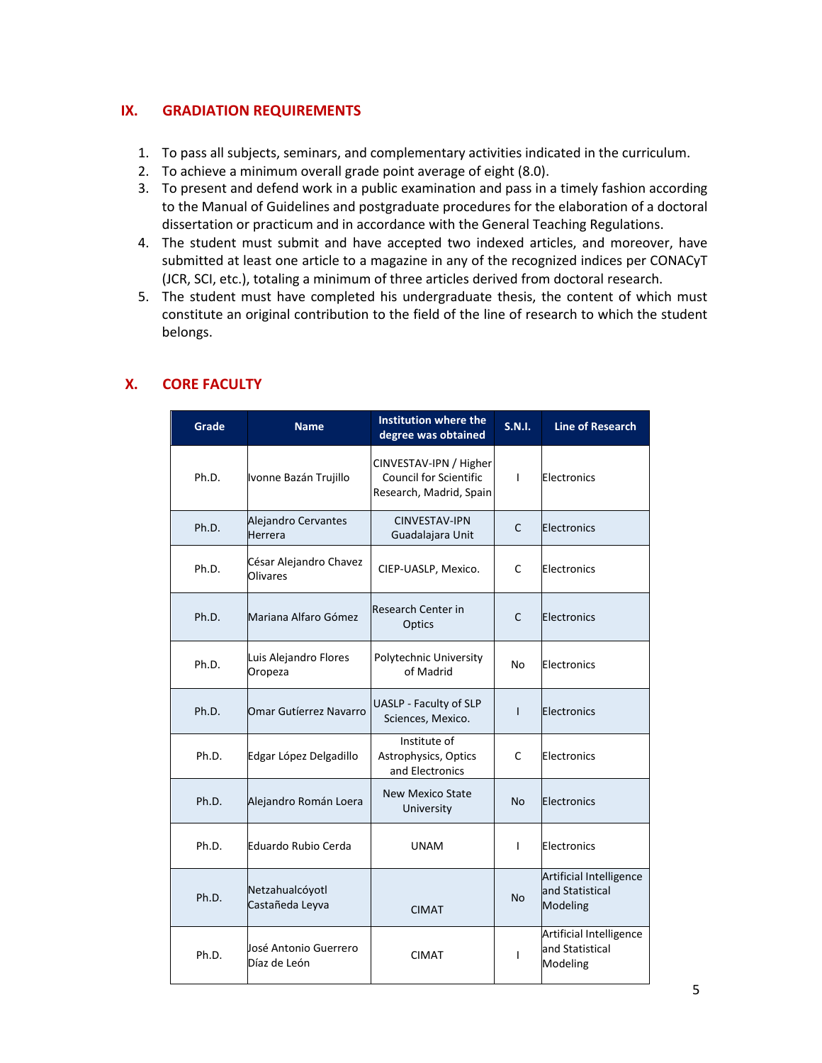## IX. GRADIATION REQUIREMENTS

1. To pass all subjects, seminars, and complementary activities indicated in the curriculum.
2. To achieve a minimum overall grade point average of eight (8.0).
3. To present and defend work in a public examination and pass in a timely fashion according to the Manual of Guidelines and postgraduate procedures for the elaboration of a doctoral dissertation or practicum and in accordance with the General Teaching Regulations.
4. The student must submit and have accepted two indexed articles, and moreover, have submitted at least one article to a magazine in any of the recognized indices per CONACyT (JCR, SCI, etc.), totaling a minimum of three articles derived from doctoral research.
5. The student must have completed his undergraduate thesis, the content of which must constitute an original contribution to the field of the line of research to which the student belongs.

## X. CORE FACULTY

| Grade | Name | Institution where the degree was obtained | S.N.I. | Line of Research |
|---|---|---|---|---|
| Ph.D. | Ivonne Bazán Trujillo | CINVESTAV-IPN / Higher Council for Scientific Research, Madrid, Spain | I | Electronics |
| Ph.D. | Alejandro Cervantes Herrera | CINVESTAV-IPN Guadalajara Unit | C | Electronics |
| Ph.D. | César Alejandro Chavez Olivares | CIEP-UASLP, Mexico. | C | Electronics |
| Ph.D. | Mariana Alfaro Gómez | Research Center in Optics | C | Electronics |
| Ph.D. | Luis Alejandro Flores Oropeza | Polytechnic University of Madrid | No | Electronics |
| Ph.D. | Omar Gutíerrez Navarro | UASLP - Faculty of SLP Sciences, Mexico. | I | Electronics |
| Ph.D. | Edgar López Delgadillo | Institute of Astrophysics, Optics and Electronics | C | Electronics |
| Ph.D. | Alejandro Román Loera | New Mexico State University | No | Electronics |
| Ph.D. | Eduardo Rubio Cerda | UNAM | I | Electronics |
| Ph.D. | Netzahualcóyotl Castañeda Leyva | CIMAT | No | Artificial Intelligence and Statistical Modeling |
| Ph.D. | José Antonio Guerrero Díaz de León | CIMAT | I | Artificial Intelligence and Statistical Modeling |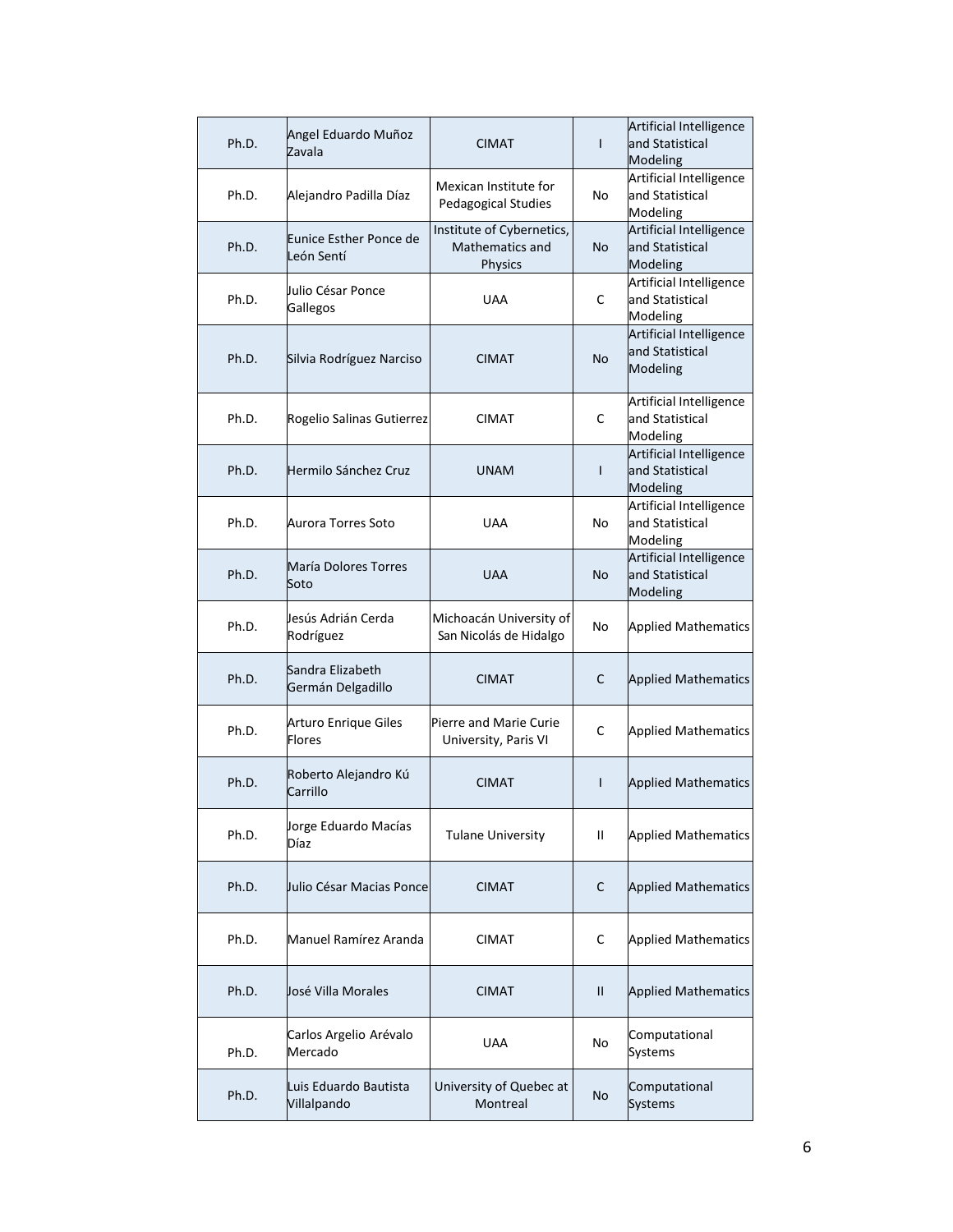| Ph.D. | Angel Eduardo Muñoz Zavala | CIMAT | I | Artificial Intelligence and Statistical Modeling |
|---|---|---|---|---|
| Ph.D. | Alejandro Padilla Díaz | Mexican Institute for Pedagogical Studies | No | Artificial Intelligence and Statistical Modeling |
| Ph.D. | Eunice Esther Ponce de León Sentí | Institute of Cybernetics, Mathematics and Physics | No | Artificial Intelligence and Statistical Modeling |
| Ph.D. | Julio César Ponce Gallegos | UAA | C | Artificial Intelligence and Statistical Modeling |
| Ph.D. | Silvia Rodríguez Narciso | CIMAT | No | Artificial Intelligence and Statistical Modeling |
| Ph.D. | Rogelio Salinas Gutierrez | CIMAT | C | Artificial Intelligence and Statistical Modeling |
| Ph.D. | Hermilo Sánchez Cruz | UNAM | I | Artificial Intelligence and Statistical Modeling |
| Ph.D. | Aurora Torres Soto | UAA | No | Artificial Intelligence and Statistical Modeling |
| Ph.D. | María Dolores Torres Soto | UAA | No | Artificial Intelligence and Statistical Modeling |
| Ph.D. | Jesús Adrián Cerda Rodríguez | Michoacán University of San Nicolás de Hidalgo | No | Applied Mathematics |
| Ph.D. | Sandra Elizabeth Germán Delgadillo | CIMAT | C | Applied Mathematics |
| Ph.D. | Arturo Enrique Giles Flores | Pierre and Marie Curie University, Paris VI | C | Applied Mathematics |
| Ph.D. | Roberto Alejandro Kú Carrillo | CIMAT | I | Applied Mathematics |
| Ph.D. | Jorge Eduardo Macías Díaz | Tulane University | II | Applied Mathematics |
| Ph.D. | Julio César Macias Ponce | CIMAT | C | Applied Mathematics |
| Ph.D. | Manuel Ramírez Aranda | CIMAT | C | Applied Mathematics |
| Ph.D. | José Villa Morales | CIMAT | II | Applied Mathematics |
| Ph.D. | Carlos Argelio Arévalo Mercado | UAA | No | Computational Systems |
| Ph.D. | Luis Eduardo Bautista Villalpando | University of Quebec at Montreal | No | Computational Systems |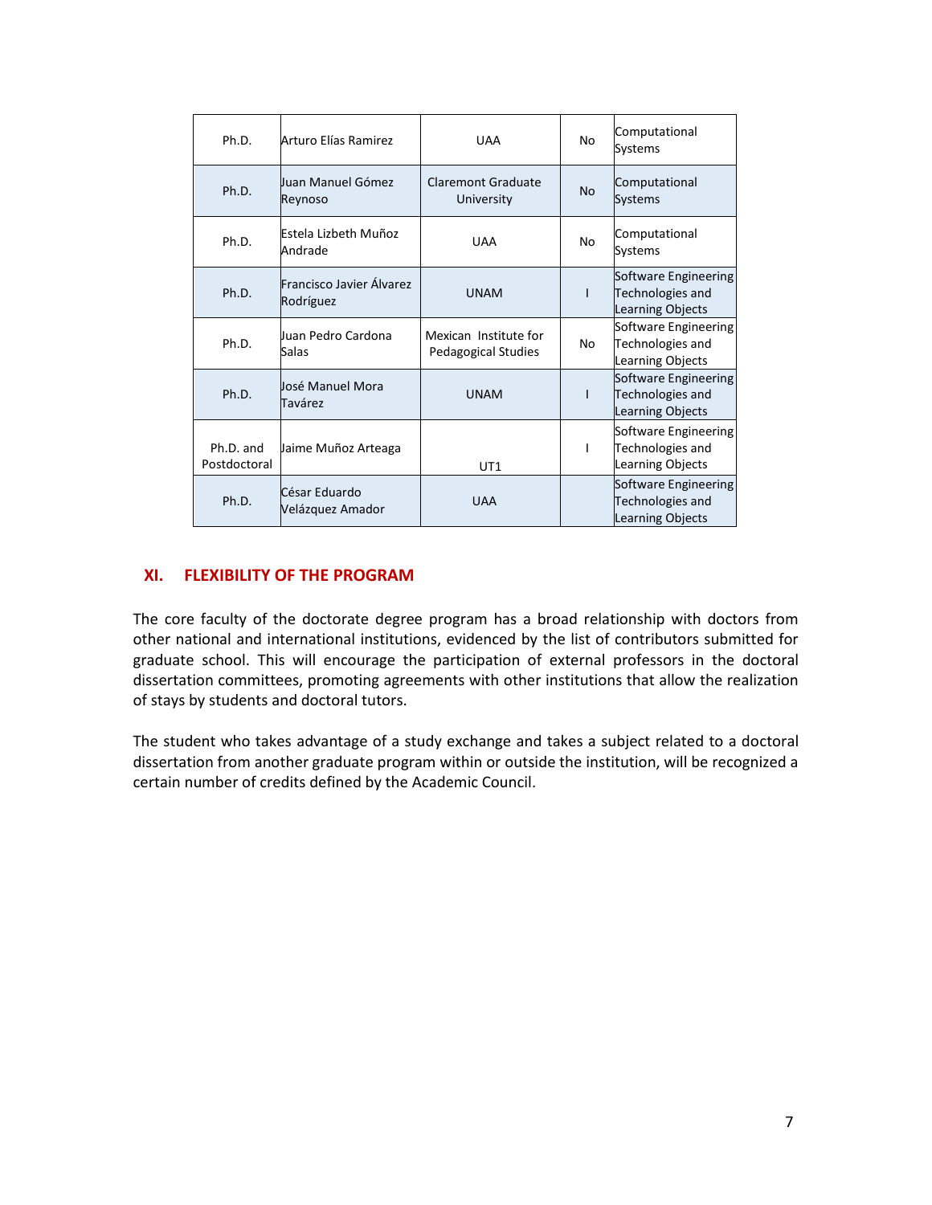| | | | | |
|---|---|---|---|---|
| Ph.D. | Arturo Elías Ramirez | UAA | No | Computational Systems |
| Ph.D. | Juan Manuel Gómez Reynoso | Claremont Graduate University | No | Computational Systems |
| Ph.D. | Estela Lizbeth Muñoz Andrade | UAA | No | Computational Systems |
| Ph.D. | Francisco Javier Álvarez Rodríguez | UNAM | I | Software Engineering Technologies and Learning Objects |
| Ph.D. | Juan Pedro Cardona Salas | Mexican Institute for Pedagogical Studies | No | Software Engineering Technologies and Learning Objects |
| Ph.D. | José Manuel Mora Tavárez | UNAM | I | Software Engineering Technologies and Learning Objects |
| Ph.D. and Postdoctoral | Jaime Muñoz Arteaga | UT1 | I | Software Engineering Technologies and Learning Objects |
| Ph.D. | César Eduardo Velázquez Amador | UAA | | Software Engineering Technologies and Learning Objects |

## XI. FLEXIBILITY OF THE PROGRAM

The core faculty of the doctorate degree program has a broad relationship with doctors from other national and international institutions, evidenced by the list of contributors submitted for graduate school. This will encourage the participation of external professors in the doctoral dissertation committees, promoting agreements with other institutions that allow the realization of stays by students and doctoral tutors.

The student who takes advantage of a study exchange and takes a subject related to a doctoral dissertation from another graduate program within or outside the institution, will be recognized a certain number of credits defined by the Academic Council.